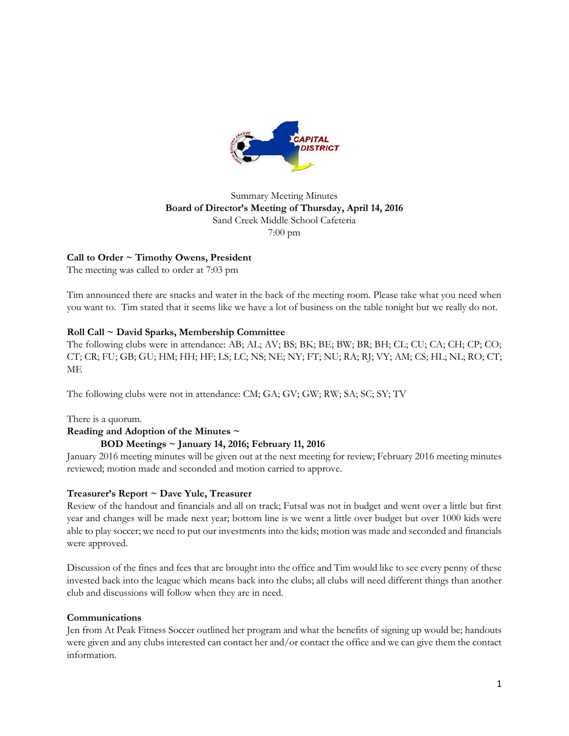Summary Meeting Minutes

**Board of Director's Meeting of Thursday, April 14, 2016**

Sand Creek Middle School Cafeteria

7:00 pm

**Call to Order ~ Timothy Owens, President**

The meeting was called to order at 7:03 pm

Tim announced there are snacks and water in the back of the meeting room. Please take what you need when you want to. Tim stated that it seems like we have a lot of business on the table tonight but we really do not.

**Roll Call ~ David Sparks, Membership Committee**

The following clubs were in attendance: AB; AL; AV; BS; BK; BE; BW; BR; BH; CL; CU; CA; CH; CP; CO; CT; CR; FU; GB; GU; HM; HH; HF; LS; LC; NS; NE; NY; FT; NU; RA; RJ; VY; AM; CS; HL; NL; RO; CT; ME

The following clubs were not in attendance: CM; GA; GV; GW; RW; SA; SC; SY; TV

There is a quorum.

**Reading and Adoption of the Minutes ~**

**BOD Meetings ~ January 14, 2016; February 11, 2016**

January 2016 meeting minutes will be given out at the next meeting for review; February 2016 meeting minutes reviewed; motion made and seconded and motion carried to approve.

**Treasurer's Report ~ Dave Yule, Treasurer**

Review of the handout and financials and all on track; Futsal was not in budget and went over a little but first year and changes will be made next year; bottom line is we went a little over budget but over 1000 kids were able to play soccer; we need to put our investments into the kids; motion was made and seconded and financials were approved.

Discussion of the fines and fees that are brought into the office and Tim would like to see every penny of these invested back into the league which means back into the clubs; all clubs will need different things than another club and discussions will follow when they are in need.

**Communications**

Jen from At Peak Fitness Soccer outlined her program and what the benefits of signing up would be; handouts were given and any clubs interested can contact her and/or contact the office and we can give them the contact information.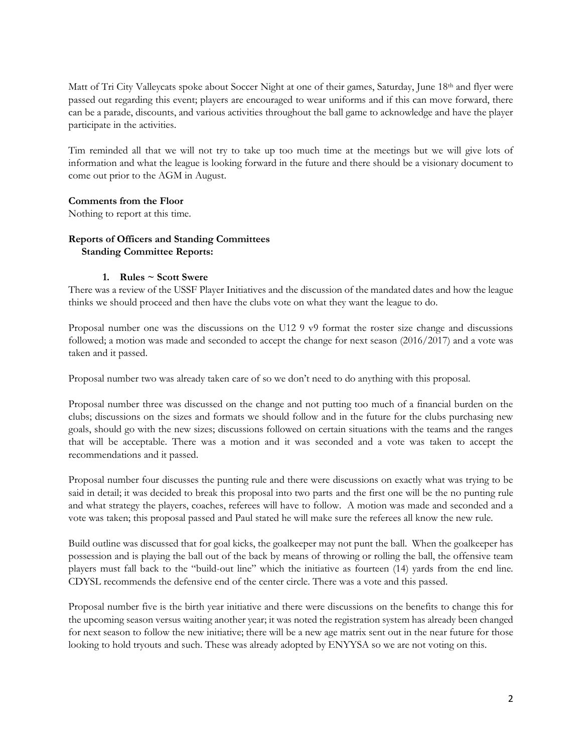Matt of Tri City Valleycats spoke about Soccer Night at one of their games, Saturday, June 18th and flyer were passed out regarding this event; players are encouraged to wear uniforms and if this can move forward, there can be a parade, discounts, and various activities throughout the ball game to acknowledge and have the player participate in the activities.

Tim reminded all that we will not try to take up too much time at the meetings but we will give lots of information and what the league is looking forward in the future and there should be a visionary document to come out prior to the AGM in August.

**Comments from the Floor**
Nothing to report at this time.

**Reports of Officers and Standing Committees**
**Standing Committee Reports:**

1. **Rules ~ Scott Swere**

There was a review of the USSF Player Initiatives and the discussion of the mandated dates and how the league thinks we should proceed and then have the clubs vote on what they want the league to do.

Proposal number one was the discussions on the U12 9 v9 format the roster size change and discussions followed; a motion was made and seconded to accept the change for next season (2016/2017) and a vote was taken and it passed.

Proposal number two was already taken care of so we don't need to do anything with this proposal.

Proposal number three was discussed on the change and not putting too much of a financial burden on the clubs; discussions on the sizes and formats we should follow and in the future for the clubs purchasing new goals, should go with the new sizes; discussions followed on certain situations with the teams and the ranges that will be acceptable. There was a motion and it was seconded and a vote was taken to accept the recommendations and it passed.

Proposal number four discusses the punting rule and there were discussions on exactly what was trying to be said in detail; it was decided to break this proposal into two parts and the first one will be the no punting rule and what strategy the players, coaches, referees will have to follow. A motion was made and seconded and a vote was taken; this proposal passed and Paul stated he will make sure the referees all know the new rule.

Build outline was discussed that for goal kicks, the goalkeeper may not punt the ball. When the goalkeeper has possession and is playing the ball out of the back by means of throwing or rolling the ball, the offensive team players must fall back to the "build-out line" which the initiative as fourteen (14) yards from the end line. CDYSL recommends the defensive end of the center circle. There was a vote and this passed.

Proposal number five is the birth year initiative and there were discussions on the benefits to change this for the upcoming season versus waiting another year; it was noted the registration system has already been changed for next season to follow the new initiative; there will be a new age matrix sent out in the near future for those looking to hold tryouts and such. These was already adopted by ENYYSA so we are not voting on this.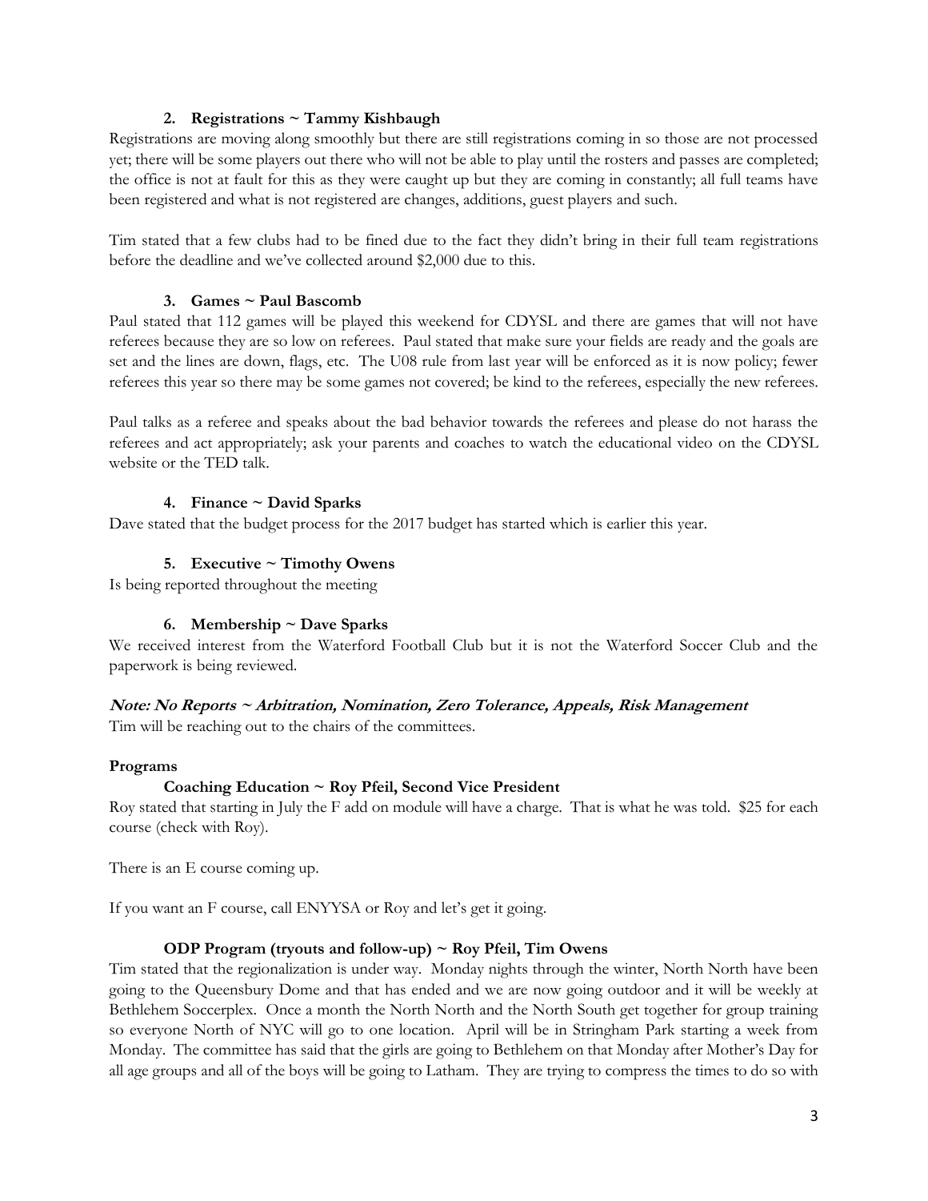**2. Registrations ~ Tammy Kishbaugh**

Registrations are moving along smoothly but there are still registrations coming in so those are not processed yet; there will be some players out there who will not be able to play until the rosters and passes are completed; the office is not at fault for this as they were caught up but they are coming in constantly; all full teams have been registered and what is not registered are changes, additions, guest players and such.

Tim stated that a few clubs had to be fined due to the fact they didn't bring in their full team registrations before the deadline and we've collected around $2,000 due to this.

**3. Games ~ Paul Bascomb**

Paul stated that 112 games will be played this weekend for CDYSL and there are games that will not have referees because they are so low on referees. Paul stated that make sure your fields are ready and the goals are set and the lines are down, flags, etc. The U08 rule from last year will be enforced as it is now policy; fewer referees this year so there may be some games not covered; be kind to the referees, especially the new referees.

Paul talks as a referee and speaks about the bad behavior towards the referees and please do not harass the referees and act appropriately; ask your parents and coaches to watch the educational video on the CDYSL website or the TED talk.

**4. Finance ~ David Sparks**

Dave stated that the budget process for the 2017 budget has started which is earlier this year.

**5. Executive ~ Timothy Owens**

Is being reported throughout the meeting

**6. Membership ~ Dave Sparks**

We received interest from the Waterford Football Club but it is not the Waterford Soccer Club and the paperwork is being reviewed.

***Note: No Reports ~ Arbitration, Nomination, Zero Tolerance, Appeals, Risk Management***

Tim will be reaching out to the chairs of the committees.

**Programs**

**Coaching Education ~ Roy Pfeil, Second Vice President**

Roy stated that starting in July the F add on module will have a charge. That is what he was told. $25 for each course (check with Roy).

There is an E course coming up.

If you want an F course, call ENYYSA or Roy and let's get it going.

**ODP Program (tryouts and follow-up) ~ Roy Pfeil, Tim Owens**

Tim stated that the regionalization is under way. Monday nights through the winter, North North have been going to the Queensbury Dome and that has ended and we are now going outdoor and it will be weekly at Bethlehem Soccerplex. Once a month the North North and the North South get together for group training so everyone North of NYC will go to one location. April will be in Stringham Park starting a week from Monday. The committee has said that the girls are going to Bethlehem on that Monday after Mother's Day for all age groups and all of the boys will be going to Latham. They are trying to compress the times to do so with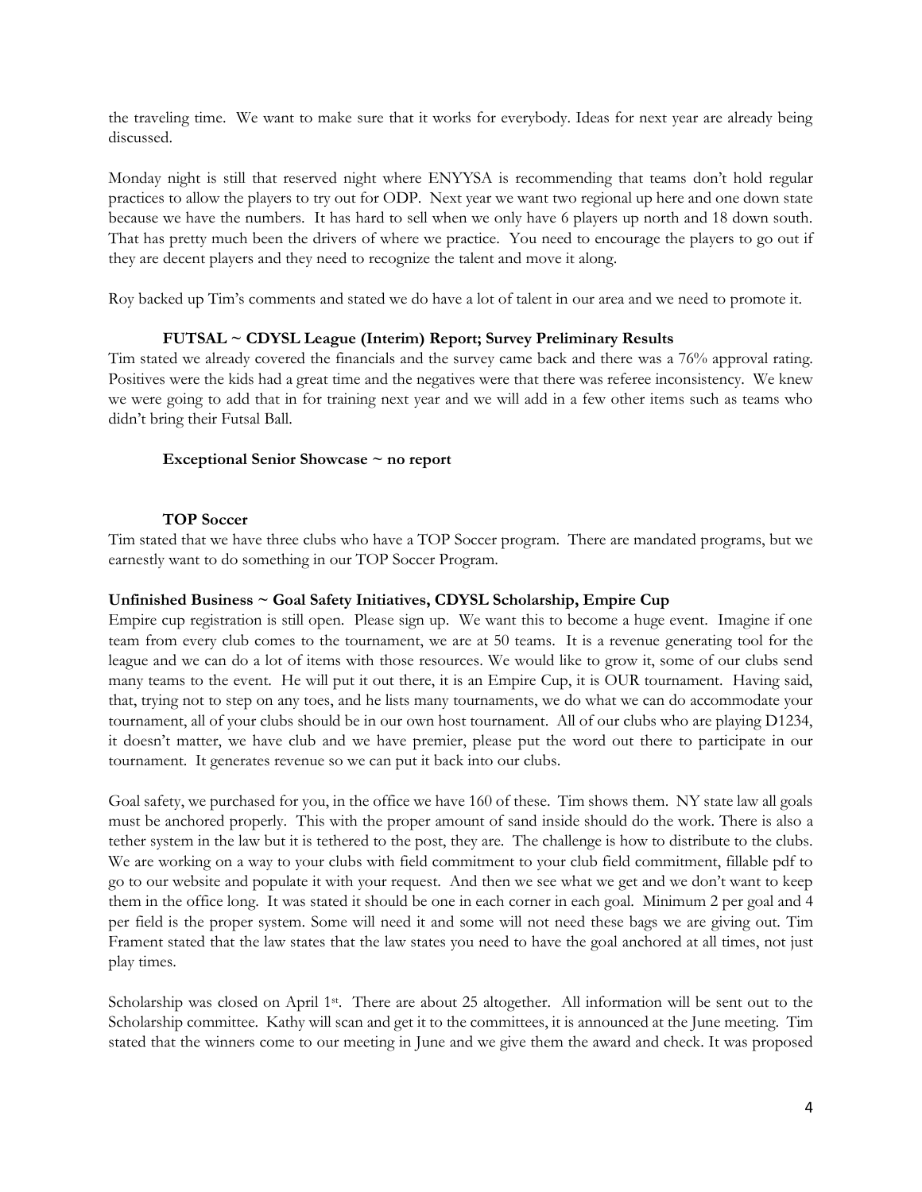the traveling time. We want to make sure that it works for everybody. Ideas for next year are already being discussed.

Monday night is still that reserved night where ENYYSA is recommending that teams don't hold regular practices to allow the players to try out for ODP. Next year we want two regional up here and one down state because we have the numbers. It has hard to sell when we only have 6 players up north and 18 down south. That has pretty much been the drivers of where we practice. You need to encourage the players to go out if they are decent players and they need to recognize the talent and move it along.

Roy backed up Tim's comments and stated we do have a lot of talent in our area and we need to promote it.

**FUTSAL ~ CDYSL League (Interim) Report; Survey Preliminary Results**

Tim stated we already covered the financials and the survey came back and there was a 76% approval rating. Positives were the kids had a great time and the negatives were that there was referee inconsistency. We knew we were going to add that in for training next year and we will add in a few other items such as teams who didn't bring their Futsal Ball.

**Exceptional Senior Showcase ~ no report**

**TOP Soccer**

Tim stated that we have three clubs who have a TOP Soccer program. There are mandated programs, but we earnestly want to do something in our TOP Soccer Program.

**Unfinished Business ~ Goal Safety Initiatives, CDYSL Scholarship, Empire Cup**

Empire cup registration is still open. Please sign up. We want this to become a huge event. Imagine if one team from every club comes to the tournament, we are at 50 teams. It is a revenue generating tool for the league and we can do a lot of items with those resources. We would like to grow it, some of our clubs send many teams to the event. He will put it out there, it is an Empire Cup, it is OUR tournament. Having said, that, trying not to step on any toes, and he lists many tournaments, we do what we can do accommodate your tournament, all of your clubs should be in our own host tournament. All of our clubs who are playing D1234, it doesn't matter, we have club and we have premier, please put the word out there to participate in our tournament. It generates revenue so we can put it back into our clubs.

Goal safety, we purchased for you, in the office we have 160 of these. Tim shows them. NY state law all goals must be anchored properly. This with the proper amount of sand inside should do the work. There is also a tether system in the law but it is tethered to the post, they are. The challenge is how to distribute to the clubs. We are working on a way to your clubs with field commitment to your club field commitment, fillable pdf to go to our website and populate it with your request. And then we see what we get and we don't want to keep them in the office long. It was stated it should be one in each corner in each goal. Minimum 2 per goal and 4 per field is the proper system. Some will need it and some will not need these bags we are giving out. Tim Frament stated that the law states that the law states you need to have the goal anchored at all times, not just play times.

Scholarship was closed on April 1st. There are about 25 altogether. All information will be sent out to the Scholarship committee. Kathy will scan and get it to the committees, it is announced at the June meeting. Tim stated that the winners come to our meeting in June and we give them the award and check. It was proposed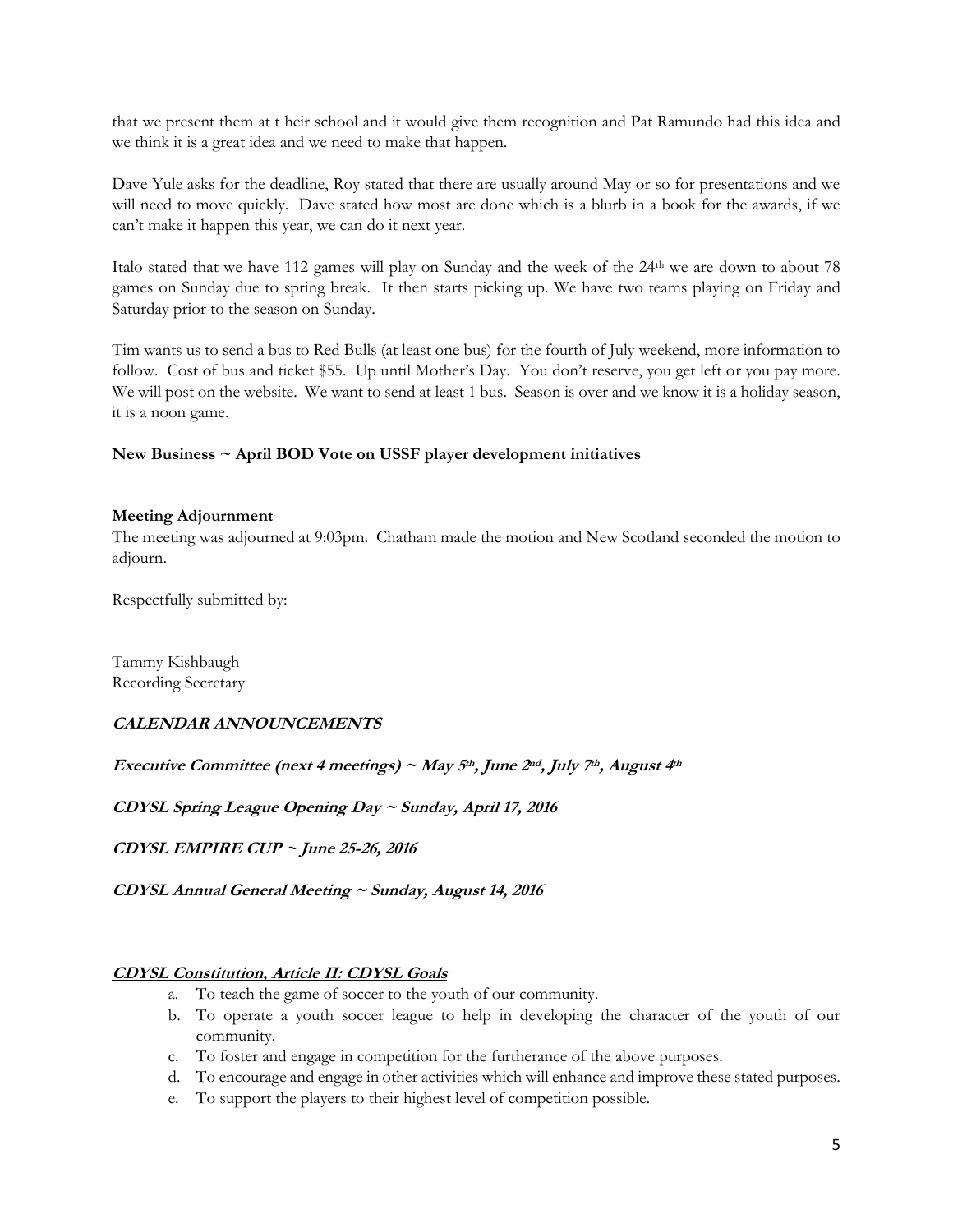that we present them at t heir school and it would give them recognition and Pat Ramundo had this idea and we think it is a great idea and we need to make that happen.

Dave Yule asks for the deadline, Roy stated that there are usually around May or so for presentations and we will need to move quickly. Dave stated how most are done which is a blurb in a book for the awards, if we can't make it happen this year, we can do it next year.

Italo stated that we have 112 games will play on Sunday and the week of the 24th we are down to about 78 games on Sunday due to spring break. It then starts picking up. We have two teams playing on Friday and Saturday prior to the season on Sunday.

Tim wants us to send a bus to Red Bulls (at least one bus) for the fourth of July weekend, more information to follow. Cost of bus and ticket $55. Up until Mother's Day. You don't reserve, you get left or you pay more. We will post on the website. We want to send at least 1 bus. Season is over and we know it is a holiday season, it is a noon game.

**New Business ~ April BOD Vote on USSF player development initiatives**

**Meeting Adjournment**

The meeting was adjourned at 9:03pm. Chatham made the motion and New Scotland seconded the motion to adjourn.

Respectfully submitted by:

Tammy Kishbaugh
Recording Secretary

***CALENDAR ANNOUNCEMENTS***

***Executive Committee (next 4 meetings) ~ May 5th, June 2nd, July 7th, August 4th***

***CDYSL Spring League Opening Day ~ Sunday, April 17, 2016***

***CDYSL EMPIRE CUP ~ June 25-26, 2016***

***CDYSL Annual General Meeting ~ Sunday, August 14, 2016***

***<u>CDYSL Constitution, Article II: CDYSL Goals</u>***

a. To teach the game of soccer to the youth of our community.
b. To operate a youth soccer league to help in developing the character of the youth of our community.
c. To foster and engage in competition for the furtherance of the above purposes.
d. To encourage and engage in other activities which will enhance and improve these stated purposes.
e. To support the players to their highest level of competition possible.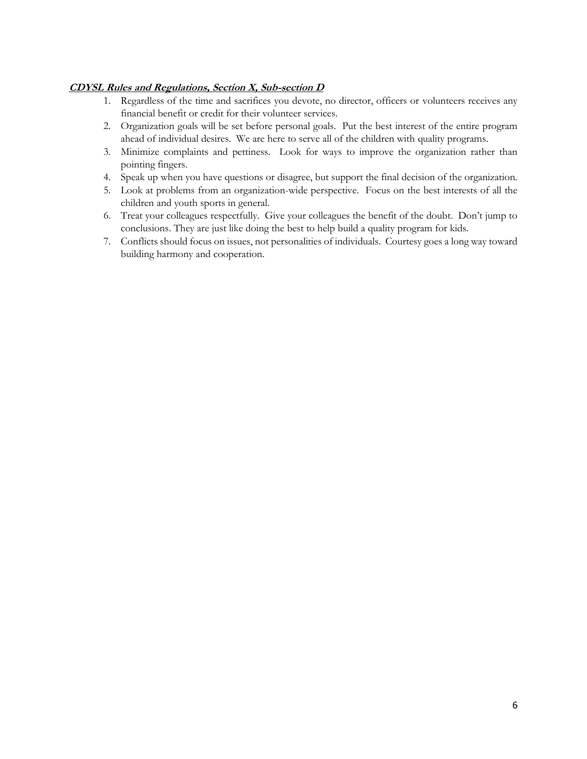***CDYSL Rules and Regulations, Section X, Sub-section D***

1. Regardless of the time and sacrifices you devote, no director, officers or volunteers receives any financial benefit or credit for their volunteer services.
2. Organization goals will be set before personal goals. Put the best interest of the entire program ahead of individual desires. We are here to serve all of the children with quality programs.
3. Minimize complaints and pettiness. Look for ways to improve the organization rather than pointing fingers.
4. Speak up when you have questions or disagree, but support the final decision of the organization.
5. Look at problems from an organization-wide perspective. Focus on the best interests of all the children and youth sports in general.
6. Treat your colleagues respectfully. Give your colleagues the benefit of the doubt. Don't jump to conclusions. They are just like doing the best to help build a quality program for kids.
7. Conflicts should focus on issues, not personalities of individuals. Courtesy goes a long way toward building harmony and cooperation.